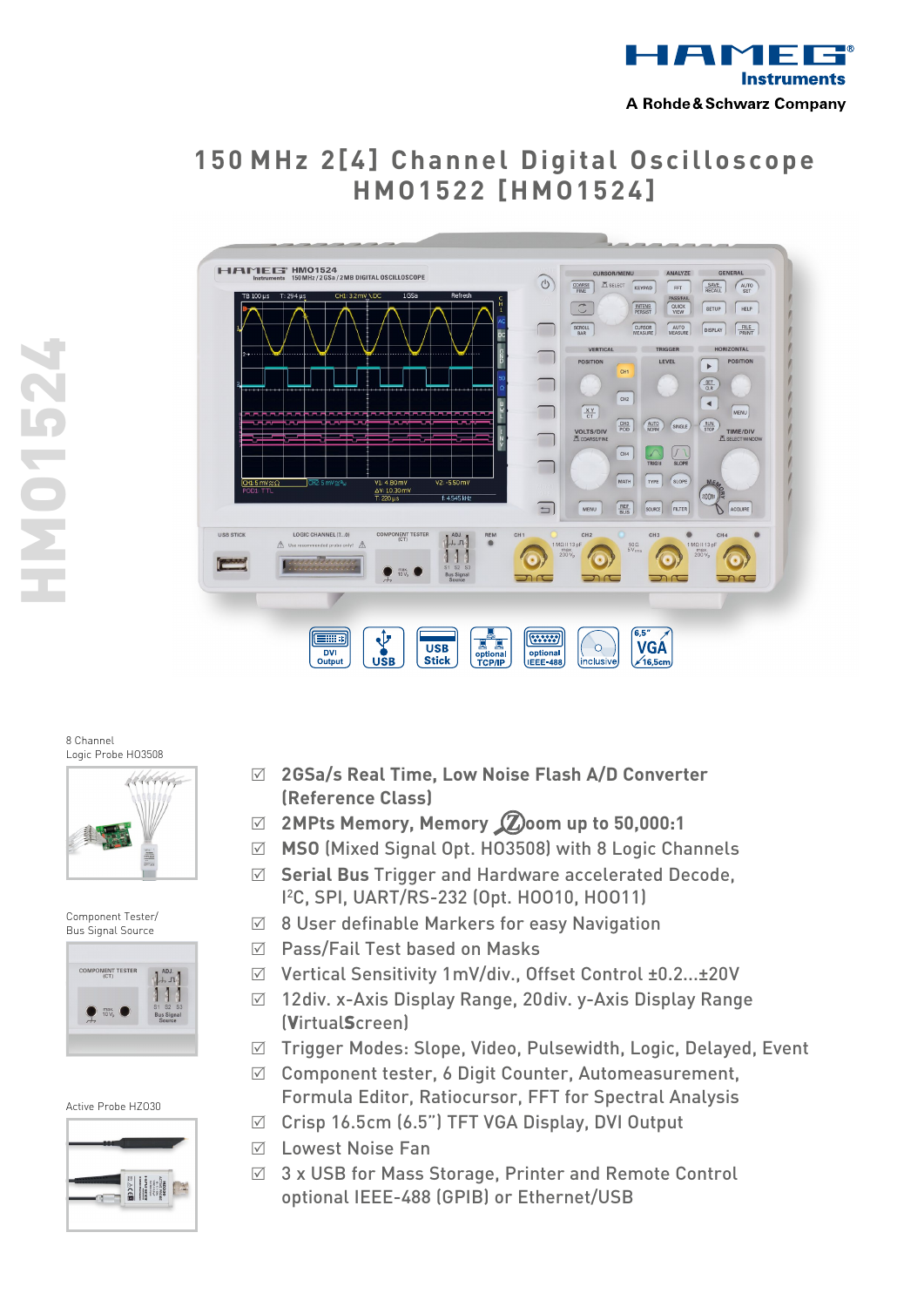HAMEG Instruments

A Rohde & Schwarz Company

# 150 MHz 2[4] Channel Digital Oscilloscope HMO1522 [HMO1524]

HMO1524

DVI Output | USB | USB Stick | optional TCP/IP | optional IEEE-488 | inclusive | 6,5" VGA 16,5cm

8 Channel Logic Probe HO3508

Component Tester/ Bus Signal Source

Active Probe HZO30

- ☑ **2GSa/s Real Time, Low Noise Flash A/D Converter (Reference Class)**
- ☑ **2MPts Memory, Memory Zoom up to 50,000:1**
- ☑ **MSO** (Mixed Signal Opt. HO3508) with 8 Logic Channels
- ☑ **Serial Bus** Trigger and Hardware accelerated Decode, I²C, SPI, UART/RS-232 (Opt. HOO10, HOO11)
- ☑ 8 User definable Markers for easy Navigation
- ☑ Pass/Fail Test based on Masks
- ☑ Vertical Sensitivity 1mV/div., Offset Control ±0.2...±20V
- ☑ 12div. x-Axis Display Range, 20div. y-Axis Display Range (**V**irtual**S**creen)
- ☑ Trigger Modes: Slope, Video, Pulsewidth, Logic, Delayed, Event
- ☑ Component tester, 6 Digit Counter, Automeasurement, Formula Editor, Ratiocursor, FFT for Spectral Analysis
- ☑ Crisp 16.5cm (6.5") TFT VGA Display, DVI Output
- ☑ Lowest Noise Fan
- ☑ 3 x USB for Mass Storage, Printer and Remote Control optional IEEE-488 (GPIB) or Ethernet/USB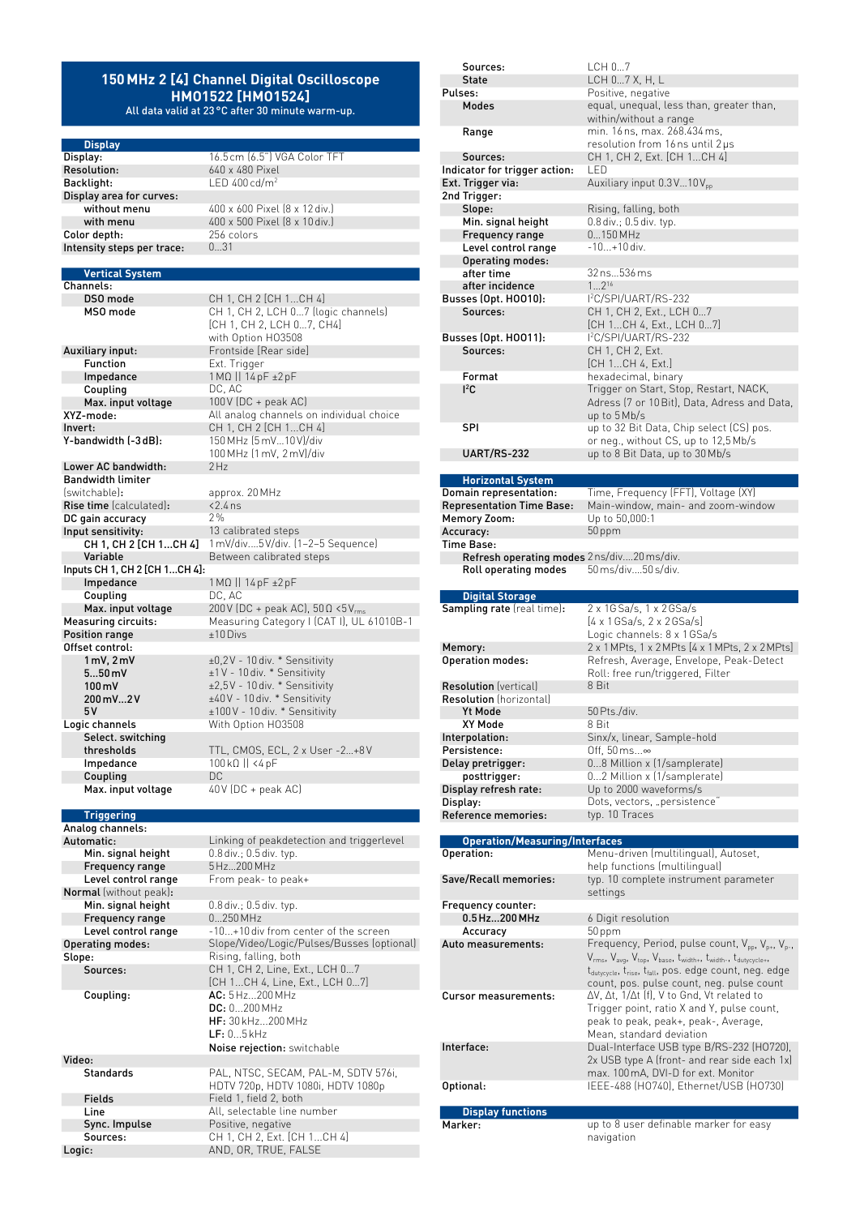## 150 MHz 2 [4] Channel Digital Oscilloscope HMO1522 [HMO1524]

All data valid at 23 °C after 30 minute warm-up.

### Display

| | |
|---|---|
| Display: | 16.5 cm (6.5") VGA Color TFT |
| Resolution: | 640 x 480 Pixel |
| Backlight: | LED 400 cd/m² |
| Display area for curves: | |
| without menu | 400 x 600 Pixel (8 x 12 div.) |
| with menu | 400 x 500 Pixel (8 x 10 div.) |
| Color depth: | 256 colors |
| Intensity steps per trace: | 0…31 |

### Vertical System

| | |
|---|---|
| Channels: | |
| DSO mode | CH 1, CH 2 [CH 1…CH 4] |
| MSO mode | CH 1, CH 2, LCH 0…7 (logic channels) [CH 1, CH 2, LCH 0…7, CH4] with Option HO3508 |
| Auxiliary input: | Frontside [Rear side] |
| Function | Ext. Trigger |
| Impedance | 1 MΩ ‖ 14 pF ±2 pF |
| Coupling | DC, AC |
| Max. input voltage | 100 V (DC + peak AC) |
| XYZ-mode: | All analog channels on individual choice |
| Invert: | CH 1, CH 2 [CH 1…CH 4] |
| Y-bandwidth (-3 dB): | 150 MHz (5 mV…10 V/div) 100 MHz (1 mV, 2 mV/div) |
| Lower AC bandwidth: | 2 Hz |
| Bandwidth limiter (switchable): | approx. 20 MHz |
| Rise time (calculated): | <2.4 ns |
| DC gain accuracy | 2 % |
| Input sensitivity: | 13 calibrated steps |
| CH 1, CH 2 [CH 1…CH 4] | 1 mV/div….5 V/div. (1–2–5 Sequence) |
| Variable | Between calibrated steps |
| Inputs CH 1, CH 2 [CH 1…CH 4]: | |
| Impedance | 1 MΩ ‖ 14 pF ±2 pF |
| Coupling | DC, AC |
| Max. input voltage | 200 V (DC + peak AC), 50 Ω <5 $V_{rms}$ |
| Measuring circuits: | Measuring Category I (CAT I), UL 61010B-1 |
| Position range | ±10 Divs |
| Offset control: | |
| 1 mV, 2 mV | ±0,2 V - 10 div. * Sensitivity |
| 5…50 mV | ±1 V - 10 div. * Sensitivity |
| 100 mV | ±2,5 V - 10 div. * Sensitivity |
| 200 mV…2 V | ±40 V - 10 div. * Sensitivity |
| 5 V | ±100 V - 10 div. * Sensitivity |
| Logic channels | With Option HO3508 |
| Select. switching thresholds | TTL, CMOS, ECL, 2 x User -2…+8 V |
| Impedance | 100 kΩ ‖ <4 pF |
| Coupling | DC |
| Max. input voltage | 40 V (DC + peak AC) |

### Triggering

| | |
|---|---|
| Analog channels: | |
| Automatic: | Linking of peakdetection and triggerlevel |
| Min. signal height | 0.8 div.; 0.5 div. typ. |
| Frequency range | 5 Hz…200 MHz |
| Level control range | From peak- to peak+ |
| Normal (without peak): | |
| Min. signal height | 0.8 div.; 0.5 div. typ. |
| Frequency range | 0…250 MHz |
| Level control range | -10…+10 div from center of the screen |
| Operating modes: | Slope/Video/Logic/Pulses/Busses (optional) |
| Slope: | Rising, falling, both |
| Sources: | CH 1, CH 2, Line, Ext., LCH 0…7 [CH 1…CH 4, Line, Ext., LCH 0…7] |
| Coupling: | **AC:** 5 Hz…200 MHz **DC:** 0…200 MHz **HF:** 30 kHz…200 MHz **LF:** 0…5 kHz **Noise rejection:** switchable |
| Video: | |
| Standards | PAL, NTSC, SECAM, PAL-M, SDTV 576i, HDTV 720p, HDTV 1080i, HDTV 1080p |
| Fields | Field 1, field 2, both |
| Line | All, selectable line number |
| Sync. Impulse | Positive, negative |
| Sources: | CH 1, CH 2, Ext. [CH 1…CH 4] |
| Logic: | AND, OR, TRUE, FALSE |
| Sources: | LCH 0…7 |
| State | LCH 0…7 X, H, L |
| Pulses: | Positive, negative |
| Modes | equal, unequal, less than, greater than, within/without a range |
| Range | min. 16 ns, max. 268.434 ms, resolution from 16 ns until 2 µs |
| Sources: | CH 1, CH 2, Ext. [CH 1…CH 4] |
| Indicator for trigger action: | LED |
| Ext. Trigger via: | Auxiliary input 0.3 V…10 $V_{pp}$ |
| 2nd Trigger: | |
| Slope: | Rising, falling, both |
| Min. signal height | 0.8 div.; 0.5 div. typ. |
| Frequency range | 0…150 MHz |
| Level control range | -10…+10 div. |
| Operating modes: | |
| after time | 32 ns…536 ms |
| after incidence | 1…$2^{16}$ |
| Busses (Opt. HO010): | I²C/SPI/UART/RS-232 |
| Sources: | CH 1, CH 2, Ext., LCH 0…7 [CH 1…CH 4, Ext., LCH 0…7] |
| Busses (Opt. HO011): | I²C/SPI/UART/RS-232 |
| Sources: | CH 1, CH 2, Ext. [CH 1…CH 4, Ext.] |
| Format | hexadecimal, binary |
| I²C | Trigger on Start, Stop, Restart, NACK, Adress (7 or 10 Bit), Data, Adress and Data, up to 5 Mb/s |
| SPI | up to 32 Bit Data, Chip select (CS) pos. or neg., without CS, up to 12,5 Mb/s |
| UART/RS-232 | up to 8 Bit Data, up to 30 Mb/s |

### Horizontal System

| | |
|---|---|
| Domain representation: | Time, Frequency (FFT), Voltage (XY) |
| Representation Time Base: | Main-window, main- and zoom-window |
| Memory Zoom: | Up to 50,000:1 |
| Accuracy: | 50 ppm |
| Time Base: | |
| Refresh operating modes | 2 ns/div….20 ms/div. |
| Roll operating modes | 50 ms/div….50 s/div. |

### Digital Storage

| | |
|---|---|
| Sampling rate (real time): | 2 x 1G Sa/s, 1 x 2 GSa/s [4 x 1 GSa/s, 2 x 2 GSa/s] Logic channels: 8 x 1 GSa/s |
| Memory: | 2 x 1 MPts, 1 x 2 MPts [4 x 1 MPts, 2 x 2 MPts] |
| Operation modes: | Refresh, Average, Envelope, Peak-Detect Roll: free run/triggered, Filter |
| Resolution (vertical) | 8 Bit |
| Resolution (horizontal) | |
| Yt Mode | 50 Pts./div. |
| XY Mode | 8 Bit |
| Interpolation: | Sinx/x, linear, Sample-hold |
| Persistence: | Off, 50 ms…∞ |
| Delay pretrigger: | 0…8 Million x (1/samplerate) |
| posttrigger: | 0…2 Million x (1/samplerate) |
| Display refresh rate: | Up to 2000 waveforms/s |
| Display: | Dots, vectors, „persistence" |
| Reference memories: | typ. 10 Traces |

### Operation/Measuring/Interfaces

| | |
|---|---|
| Operation: | Menu-driven (multilingual), Autoset, help functions (multilingual) |
| Save/Recall memories: | typ. 10 complete instrument parameter settings |
| Frequency counter: | |
| 0.5 Hz…200 MHz | 6 Digit resolution |
| Accuracy | 50 ppm |
| Auto measurements: | Frequency, Period, pulse count, $V_{pp}$, $V_{p+}$, $V_{p-}$, $V_{rms}$, $V_{avg}$, $V_{top}$, $V_{base}$, $t_{width+}$, $t_{width-}$, $t_{dutycycle+}$, $t_{dutycycle-}$, $t_{rise}$, $t_{fall}$, pos. edge count, neg. edge count, pos. pulse count, neg. pulse count |
| Cursor measurements: | ΔV, Δt, 1/Δt (f), V to Gnd, Vt related to Trigger point, ratio X and Y, pulse count, peak to peak, peak+, peak-, Average, Mean, standard deviation |
| Interface: | Dual-Interface USB type B/RS-232 (HO720), 2x USB type A (front- and rear side each 1x) max. 100 mA, DVI-D for ext. Monitor |
| Optional: | IEEE-488 (HO740), Ethernet/USB (HO730) |

### Display functions

| | |
|---|---|
| Marker: | up to 8 user definable marker for easy navigation |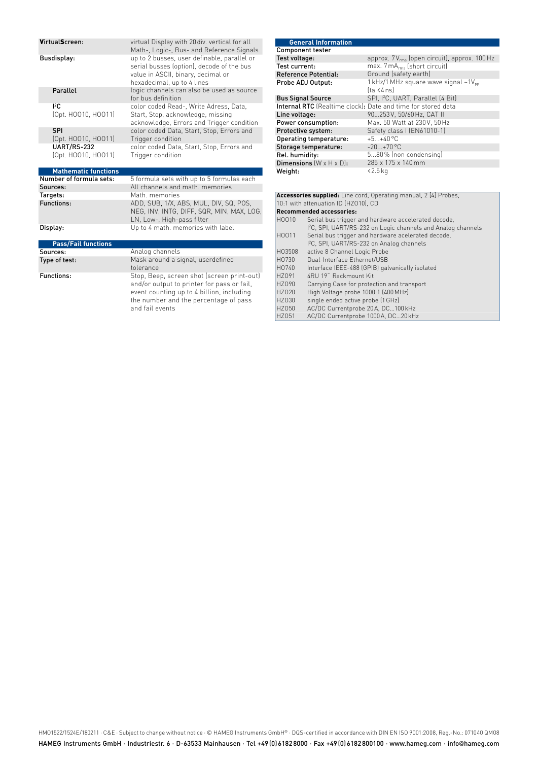| | |
|---|---|
| **VirtualScreen:** | virtual Display with 20 div. vertical for all Math-, Logic-, Bus- and Reference Signals |
| **Busdisplay:** | up to 2 busses, user definable, parallel or serial busses (option), decode of the bus value in ASCII, binary, decimal or hexadecimal, up to 4 lines |
| **Parallel** | logic channels can also be used as source for bus definition |
| **I²C** (Opt. HOO10, HOO11) | color coded Read-, Write Adress, Data, Start, Stop, acknowledge, missing acknowledge, Errors and Trigger condition |
| **SPI** (Opt. HOO10, HOO11) | color coded Data, Start, Stop, Errors and Trigger condition |
| **UART/RS-232** (Opt. HOO10, HOO11) | color coded Data, Start, Stop, Errors and Trigger condition |

## Mathematic functions

| | |
|---|---|
| **Number of formula sets:** | 5 formula sets with up to 5 formulas each |
| **Sources:** | All channels and math. memories |
| **Targets:** | Math. memories |
| **Functions:** | ADD, SUB, 1/X, ABS, MUL, DIV, SQ, POS, NEG, INV, INTG, DIFF, SQR, MIN, MAX, LOG, LN, Low-, High-pass filter |
| **Display:** | Up to 4 math. memories with label |

## Pass/Fail functions

| | |
|---|---|
| **Sources:** | Analog channels |
| **Type of test:** | Mask around a signal, userdefined tolerance |
| **Functions:** | Stop, Beep, screen shot (screen print-out) and/or output to printer for pass or fail, event counting up to 4 billion, including the number and the percentage of pass and fail events |

## General Information

| | |
|---|---|
| **Component tester** | |
| **Test voltage:** | approx. 7 $V_{rms}$ (open circuit), approx. 100 Hz |
| **Test current:** | max. 7 $mA_{rms}$ (short circuit) |
| **Reference Potential:** | Ground (safety earth) |
| **Probe ADJ Output:** | 1 kHz/1 MHz square wave signal ~1 $V_{pp}$ (ta <4 ns) |
| **Bus Signal Source** | SPI, I²C, UART, Parallel (4 Bit) |
| **Internal RTC** (Realtime clock)**:** | Date and time for stored data |
| **Line voltage:** | 90…253 V, 50/60 Hz, CAT II |
| **Power consumption:** | Max. 50 Watt at 230 V, 50 Hz |
| **Protective system:** | Safety class I (EN61010-1) |
| **Operating temperature:** | +5…+40 °C |
| **Storage temperature:** | -20…+70 °C |
| **Rel. humidity:** | 5…80 % (non condensing) |
| **Dimensions** (W x H x D)**:** | 285 x 175 x 140 mm |
| **Weight:** | <2.5 kg |

**Accessories supplied:** Line cord, Operating manual, 2 (4) Probes, 10:1 with attenuation ID (HZ010), CD

**Recommended accessories:**

| | |
|---|---|
| HO010 | Serial bus trigger and hardware accelerated decode, I²C, SPI, UART/RS-232 on Logic channels and Analog channels |
| HO011 | Serial bus trigger and hardware accelerated decode, I²C, SPI, UART/RS-232 on Analog channels |
| HO3508 | active 8 Channel Logic Probe |
| HO730 | Dual-Interface Ethernet/USB |
| HO740 | Interface IEEE-488 (GPIB) galvanically isolated |
| HZ091 | 4RU 19'' Rackmount Kit |
| HZ090 | Carrying Case for protection and transport |
| HZ020 | High Voltage probe 1000:1 (400 MHz) |
| HZ030 | single ended active probe (1 GHz) |
| HZ050 | AC/DC Currentprobe 20 A, DC…100 kHz |
| HZ051 | AC/DC Currentprobe 1000 A, DC…20 kHz |

HMO1522/1524E/180211 · C&E · Subject to change without notice · © HAMEG Instruments GmbH® · DQS-certified in accordance with DIN EN ISO 9001:2008, Reg.-No.: 071040 QM08

HAMEG Instruments GmbH · Industriestr. 6 · D-63533 Mainhausen · Tel +49 (0) 6182 8000 · Fax +49 (0) 6182 800100 · www.hameg.com · info@hameg.com